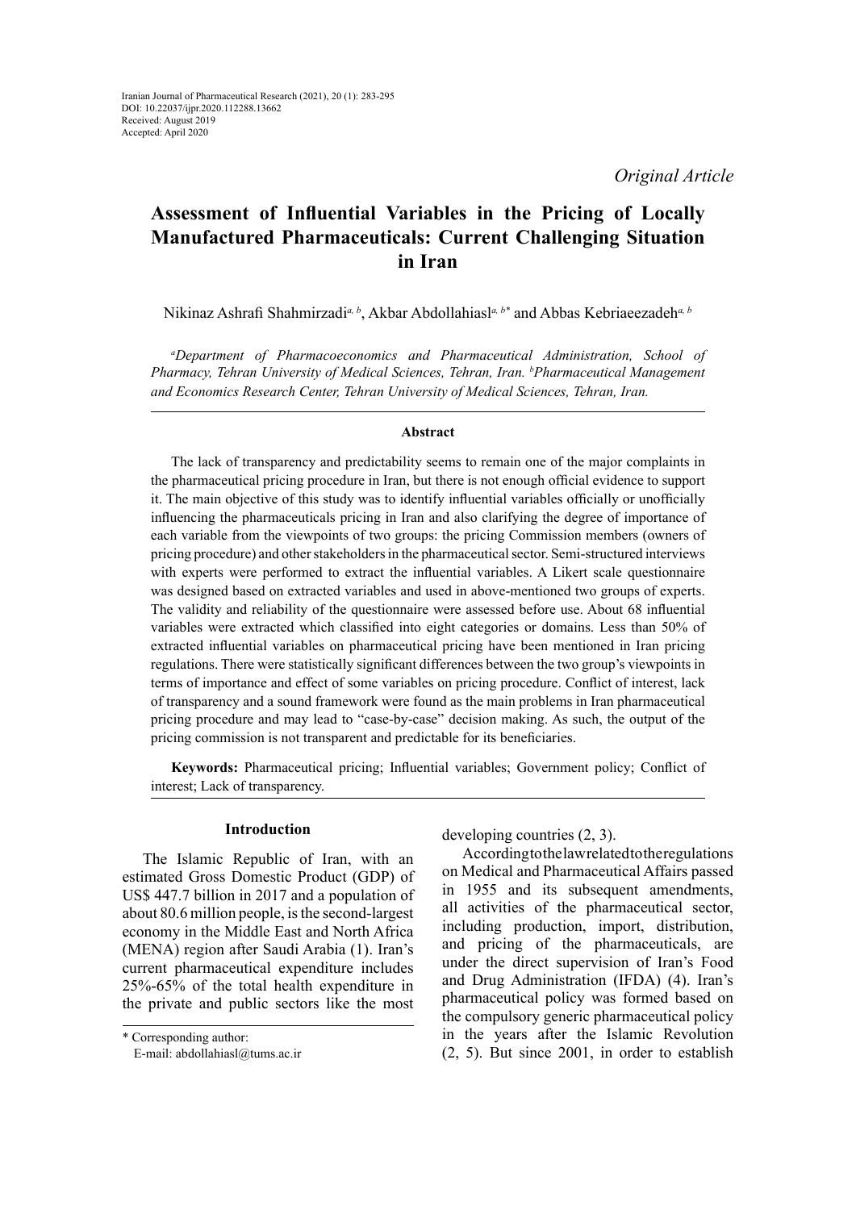*Original Article*

# Assessment of Influential Variables in the Pricing of Locally Manufactured Pharmaceuticals: Current Challenging Situation in Iran

Nikinaz Ashrafi Shahmirzadi[a, b], Akbar Abdollahiasl[a, b*] and Abbas Kebriaeezadeh[a, b]

[a]*Department of Pharmacoeconomics and Pharmaceutical Administration, School of Pharmacy, Tehran University of Medical Sciences, Tehran, Iran.* [b]*Pharmaceutical Management and Economics Research Center, Tehran University of Medical Sciences, Tehran, Iran.*

### Abstract

The lack of transparency and predictability seems to remain one of the major complaints in the pharmaceutical pricing procedure in Iran, but there is not enough official evidence to support it. The main objective of this study was to identify influential variables officially or unofficially influencing the pharmaceuticals pricing in Iran and also clarifying the degree of importance of each variable from the viewpoints of two groups: the pricing Commission members (owners of pricing procedure) and other stakeholders in the pharmaceutical sector. Semi-structured interviews with experts were performed to extract the influential variables. A Likert scale questionnaire was designed based on extracted variables and used in above-mentioned two groups of experts. The validity and reliability of the questionnaire were assessed before use. About 68 influential variables were extracted which classified into eight categories or domains. Less than 50% of extracted influential variables on pharmaceutical pricing have been mentioned in Iran pricing regulations. There were statistically significant differences between the two group's viewpoints in terms of importance and effect of some variables on pricing procedure. Conflict of interest, lack of transparency and a sound framework were found as the main problems in Iran pharmaceutical pricing procedure and may lead to "case-by-case" decision making. As such, the output of the pricing commission is not transparent and predictable for its beneficiaries.

**Keywords:** Pharmaceutical pricing; Influential variables; Government policy; Conflict of interest; Lack of transparency.

## Introduction

The Islamic Republic of Iran, with an estimated Gross Domestic Product (GDP) of US$ 447.7 billion in 2017 and a population of about 80.6 million people, is the second-largest economy in the Middle East and North Africa (MENA) region after Saudi Arabia (1). Iran's current pharmaceutical expenditure includes 25%-65% of the total health expenditure in the private and public sectors like the most developing countries (2, 3).

According to the law related to the regulations on Medical and Pharmaceutical Affairs passed in 1955 and its subsequent amendments, all activities of the pharmaceutical sector, including production, import, distribution, and pricing of the pharmaceuticals, are under the direct supervision of Iran's Food and Drug Administration (IFDA) (4). Iran's pharmaceutical policy was formed based on the compulsory generic pharmaceutical policy in the years after the Islamic Revolution (2, 5). But since 2001, in order to establish

\* Corresponding author:
E-mail: abdollahiasl@tums.ac.ir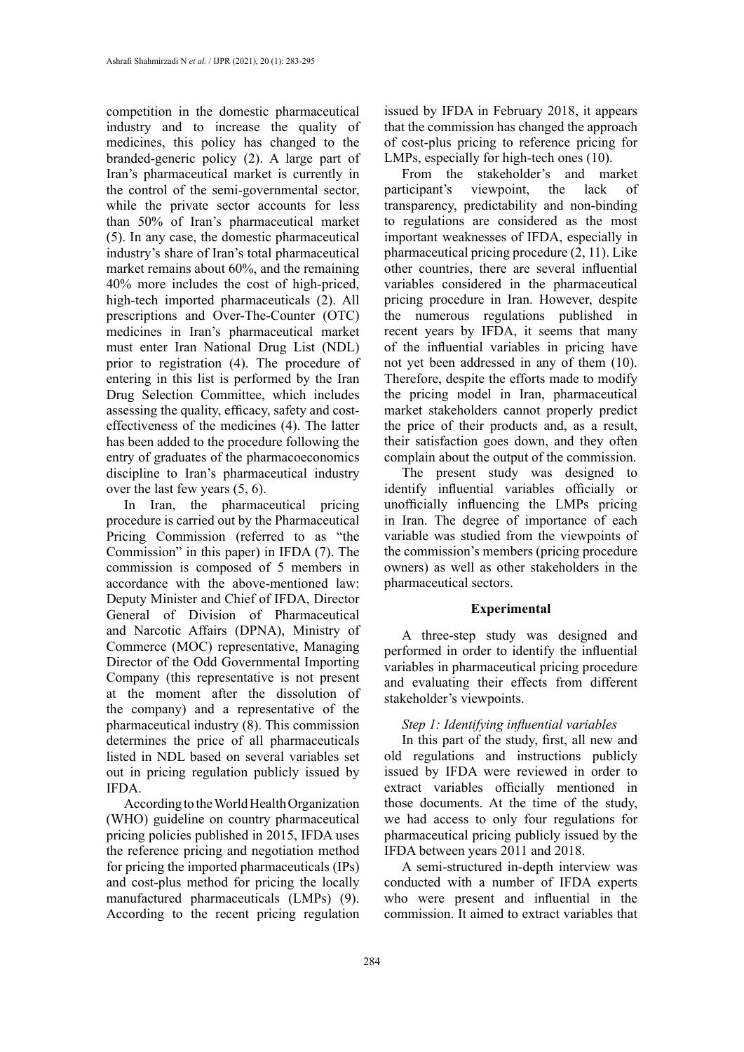competition in the domestic pharmaceutical industry and to increase the quality of medicines, this policy has changed to the branded-generic policy (2). A large part of Iran's pharmaceutical market is currently in the control of the semi-governmental sector, while the private sector accounts for less than 50% of Iran's pharmaceutical market (5). In any case, the domestic pharmaceutical industry's share of Iran's total pharmaceutical market remains about 60%, and the remaining 40% more includes the cost of high-priced, high-tech imported pharmaceuticals (2). All prescriptions and Over-The-Counter (OTC) medicines in Iran's pharmaceutical market must enter Iran National Drug List (NDL) prior to registration (4). The procedure of entering in this list is performed by the Iran Drug Selection Committee, which includes assessing the quality, efficacy, safety and cost-effectiveness of the medicines (4). The latter has been added to the procedure following the entry of graduates of the pharmacoeconomics discipline to Iran's pharmaceutical industry over the last few years (5, 6).

In Iran, the pharmaceutical pricing procedure is carried out by the Pharmaceutical Pricing Commission (referred to as "the Commission" in this paper) in IFDA (7). The commission is composed of 5 members in accordance with the above-mentioned law: Deputy Minister and Chief of IFDA, Director General of Division of Pharmaceutical and Narcotic Affairs (DPNA), Ministry of Commerce (MOC) representative, Managing Director of the Odd Governmental Importing Company (this representative is not present at the moment after the dissolution of the company) and a representative of the pharmaceutical industry (8). This commission determines the price of all pharmaceuticals listed in NDL based on several variables set out in pricing regulation publicly issued by IFDA.

According to the World Health Organization (WHO) guideline on country pharmaceutical pricing policies published in 2015, IFDA uses the reference pricing and negotiation method for pricing the imported pharmaceuticals (IPs) and cost-plus method for pricing the locally manufactured pharmaceuticals (LMPs) (9). According to the recent pricing regulation issued by IFDA in February 2018, it appears that the commission has changed the approach of cost-plus pricing to reference pricing for LMPs, especially for high-tech ones (10).

From the stakeholder's and market participant's viewpoint, the lack of transparency, predictability and non-binding to regulations are considered as the most important weaknesses of IFDA, especially in pharmaceutical pricing procedure (2, 11). Like other countries, there are several influential variables considered in the pharmaceutical pricing procedure in Iran. However, despite the numerous regulations published in recent years by IFDA, it seems that many of the influential variables in pricing have not yet been addressed in any of them (10). Therefore, despite the efforts made to modify the pricing model in Iran, pharmaceutical market stakeholders cannot properly predict the price of their products and, as a result, their satisfaction goes down, and they often complain about the output of the commission.

The present study was designed to identify influential variables officially or unofficially influencing the LMPs pricing in Iran. The degree of importance of each variable was studied from the viewpoints of the commission's members (pricing procedure owners) as well as other stakeholders in the pharmaceutical sectors.

## Experimental

A three-step study was designed and performed in order to identify the influential variables in pharmaceutical pricing procedure and evaluating their effects from different stakeholder's viewpoints.

### *Step 1: Identifying influential variables*

In this part of the study, first, all new and old regulations and instructions publicly issued by IFDA were reviewed in order to extract variables officially mentioned in those documents. At the time of the study, we had access to only four regulations for pharmaceutical pricing publicly issued by the IFDA between years 2011 and 2018.

A semi-structured in-depth interview was conducted with a number of IFDA experts who were present and influential in the commission. It aimed to extract variables that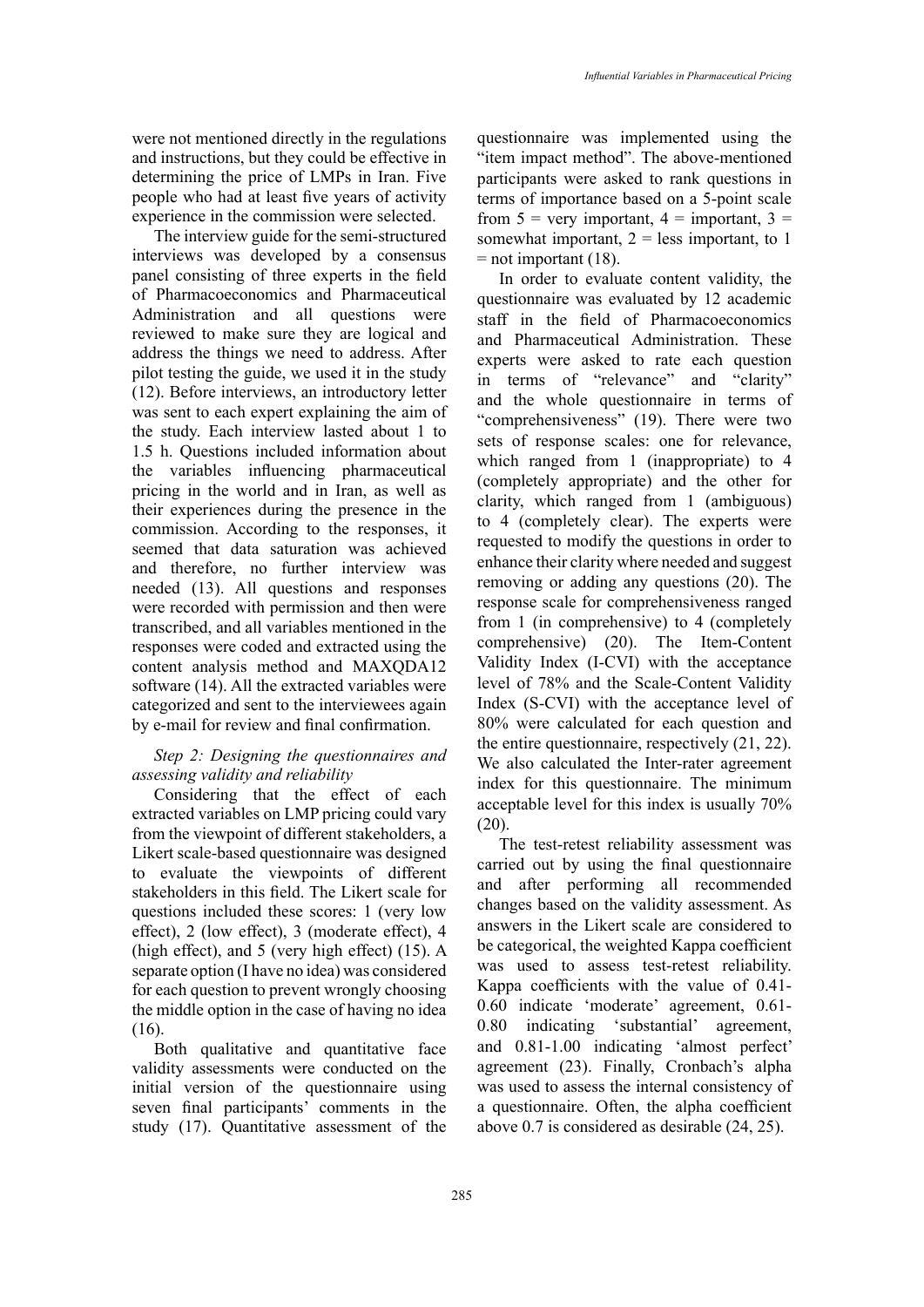were not mentioned directly in the regulations and instructions, but they could be effective in determining the price of LMPs in Iran. Five people who had at least five years of activity experience in the commission were selected.

The interview guide for the semi-structured interviews was developed by a consensus panel consisting of three experts in the field of Pharmacoeconomics and Pharmaceutical Administration and all questions were reviewed to make sure they are logical and address the things we need to address. After pilot testing the guide, we used it in the study (12). Before interviews, an introductory letter was sent to each expert explaining the aim of the study. Each interview lasted about 1 to 1.5 h. Questions included information about the variables influencing pharmaceutical pricing in the world and in Iran, as well as their experiences during the presence in the commission. According to the responses, it seemed that data saturation was achieved and therefore, no further interview was needed (13). All questions and responses were recorded with permission and then were transcribed, and all variables mentioned in the responses were coded and extracted using the content analysis method and MAXQDA12 software (14). All the extracted variables were categorized and sent to the interviewees again by e-mail for review and final confirmation.

*Step 2: Designing the questionnaires and assessing validity and reliability*

Considering that the effect of each extracted variables on LMP pricing could vary from the viewpoint of different stakeholders, a Likert scale-based questionnaire was designed to evaluate the viewpoints of different stakeholders in this field. The Likert scale for questions included these scores: 1 (very low effect), 2 (low effect), 3 (moderate effect), 4 (high effect), and 5 (very high effect) (15). A separate option (I have no idea) was considered for each question to prevent wrongly choosing the middle option in the case of having no idea (16).

Both qualitative and quantitative face validity assessments were conducted on the initial version of the questionnaire using seven final participants' comments in the study (17). Quantitative assessment of the questionnaire was implemented using the "item impact method". The above-mentioned participants were asked to rank questions in terms of importance based on a 5-point scale from 5 = very important, 4 = important, 3 = somewhat important, 2 = less important, to 1 = not important (18).

In order to evaluate content validity, the questionnaire was evaluated by 12 academic staff in the field of Pharmacoeconomics and Pharmaceutical Administration. These experts were asked to rate each question in terms of "relevance" and "clarity" and the whole questionnaire in terms of "comprehensiveness" (19). There were two sets of response scales: one for relevance, which ranged from 1 (inappropriate) to 4 (completely appropriate) and the other for clarity, which ranged from 1 (ambiguous) to 4 (completely clear). The experts were requested to modify the questions in order to enhance their clarity where needed and suggest removing or adding any questions (20). The response scale for comprehensiveness ranged from 1 (in comprehensive) to 4 (completely comprehensive) (20). The Item-Content Validity Index (I-CVI) with the acceptance level of 78% and the Scale-Content Validity Index (S-CVI) with the acceptance level of 80% were calculated for each question and the entire questionnaire, respectively (21, 22). We also calculated the Inter-rater agreement index for this questionnaire. The minimum acceptable level for this index is usually 70% (20).

The test-retest reliability assessment was carried out by using the final questionnaire and after performing all recommended changes based on the validity assessment. As answers in the Likert scale are considered to be categorical, the weighted Kappa coefficient was used to assess test-retest reliability. Kappa coefficients with the value of 0.41-0.60 indicate 'moderate' agreement, 0.61-0.80 indicating 'substantial' agreement, and 0.81-1.00 indicating 'almost perfect' agreement (23). Finally, Cronbach's alpha was used to assess the internal consistency of a questionnaire. Often, the alpha coefficient above 0.7 is considered as desirable (24, 25).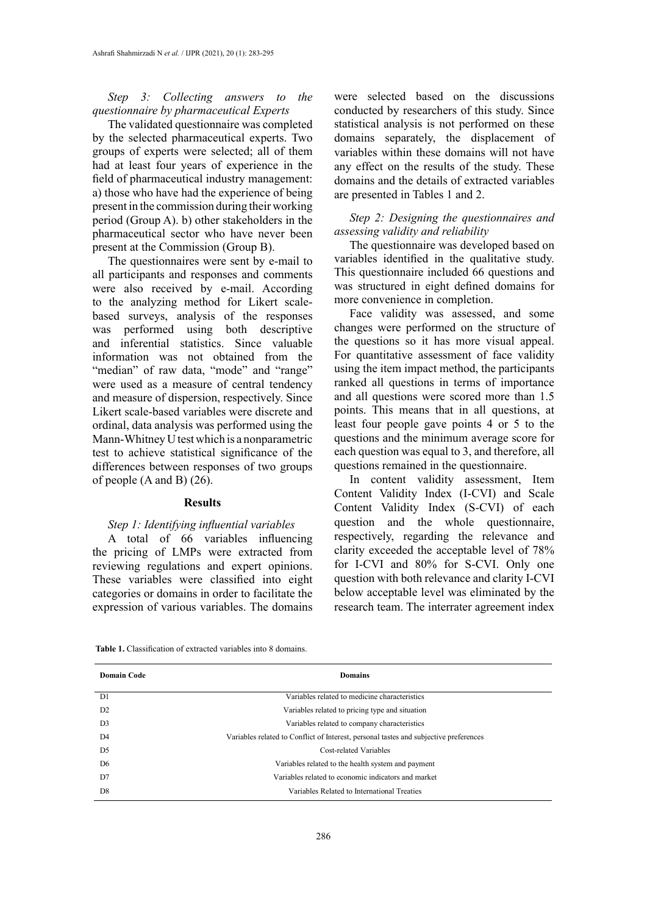*Step 3: Collecting answers to the questionnaire by pharmaceutical Experts*

The validated questionnaire was completed by the selected pharmaceutical experts. Two groups of experts were selected; all of them had at least four years of experience in the field of pharmaceutical industry management: a) those who have had the experience of being present in the commission during their working period (Group A). b) other stakeholders in the pharmaceutical sector who have never been present at the Commission (Group B).

The questionnaires were sent by e-mail to all participants and responses and comments were also received by e-mail. According to the analyzing method for Likert scale-based surveys, analysis of the responses was performed using both descriptive and inferential statistics. Since valuable information was not obtained from the "median" of raw data, "mode" and "range" were used as a measure of central tendency and measure of dispersion, respectively. Since Likert scale-based variables were discrete and ordinal, data analysis was performed using the Mann-Whitney U test which is a nonparametric test to achieve statistical significance of the differences between responses of two groups of people (A and B) (26).

## Results

*Step 1: Identifying influential variables*

A total of 66 variables influencing the pricing of LMPs were extracted from reviewing regulations and expert opinions. These variables were classified into eight categories or domains in order to facilitate the expression of various variables. The domains were selected based on the discussions conducted by researchers of this study. Since statistical analysis is not performed on these domains separately, the displacement of variables within these domains will not have any effect on the results of the study. These domains and the details of extracted variables are presented in Tables 1 and 2.

*Step 2: Designing the questionnaires and assessing validity and reliability*

The questionnaire was developed based on variables identified in the qualitative study. This questionnaire included 66 questions and was structured in eight defined domains for more convenience in completion.

Face validity was assessed, and some changes were performed on the structure of the questions so it has more visual appeal. For quantitative assessment of face validity using the item impact method, the participants ranked all questions in terms of importance and all questions were scored more than 1.5 points. This means that in all questions, at least four people gave points 4 or 5 to the questions and the minimum average score for each question was equal to 3, and therefore, all questions remained in the questionnaire.

In content validity assessment, Item Content Validity Index (I-CVI) and Scale Content Validity Index (S-CVI) of each question and the whole questionnaire, respectively, regarding the relevance and clarity exceeded the acceptable level of 78% for I-CVI and 80% for S-CVI. Only one question with both relevance and clarity I-CVI below acceptable level was eliminated by the research team. The interrater agreement index

**Table 1.** Classification of extracted variables into 8 domains.

| Domain Code | Domains |
|---|---|
| D1 | Variables related to medicine characteristics |
| D2 | Variables related to pricing type and situation |
| D3 | Variables related to company characteristics |
| D4 | Variables related to Conflict of Interest, personal tastes and subjective preferences |
| D5 | Cost-related Variables |
| D6 | Variables related to the health system and payment |
| D7 | Variables related to economic indicators and market |
| D8 | Variables Related to International Treaties |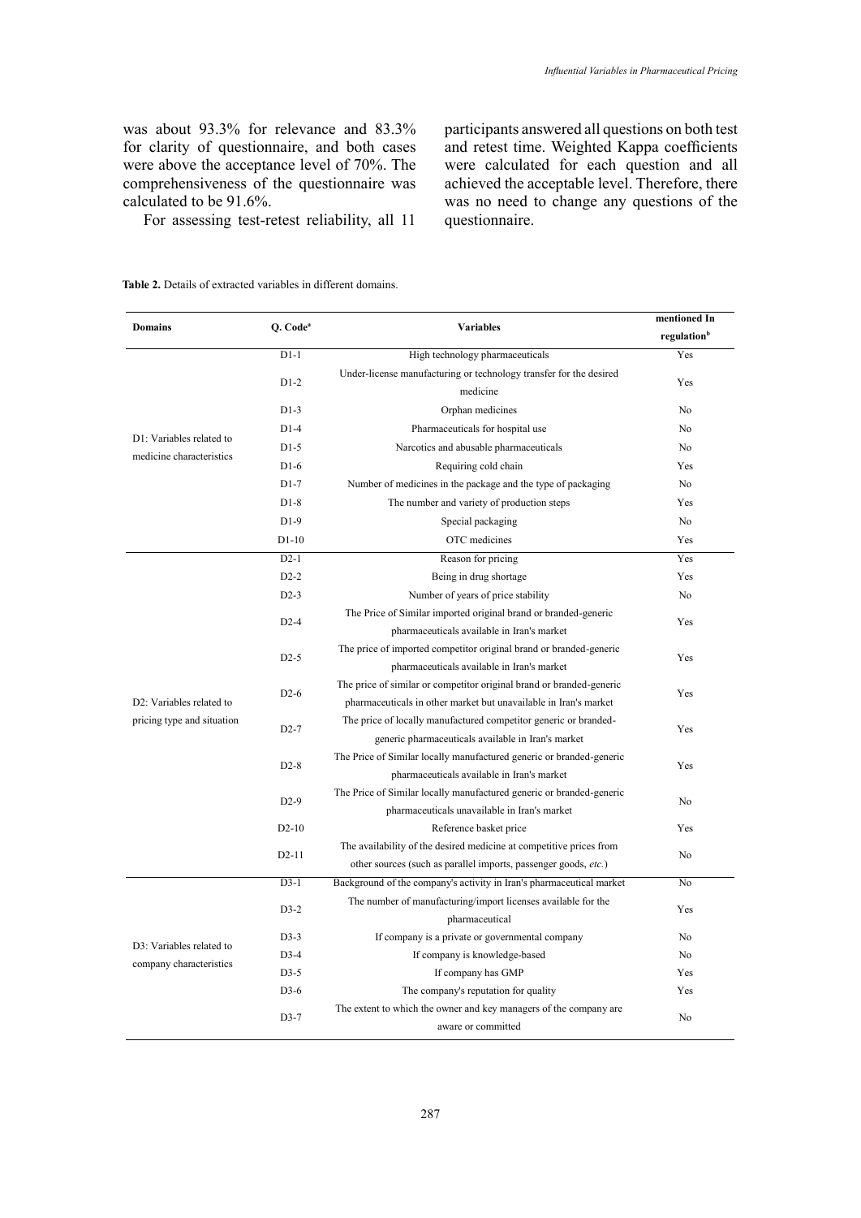was about 93.3% for relevance and 83.3% for clarity of questionnaire, and both cases were above the acceptance level of 70%. The comprehensiveness of the questionnaire was calculated to be 91.6%.

For assessing test-retest reliability, all 11 participants answered all questions on both test and retest time. Weighted Kappa coefficients were calculated for each question and all achieved the acceptable level. Therefore, there was no need to change any questions of the questionnaire.

**Table 2.** Details of extracted variables in different domains.

| Domains | Q. Code[a] | Variables | mentioned In regulation[b] |
|---|---|---|---|
| D1: Variables related to medicine characteristics | D1-1 | High technology pharmaceuticals | Yes |
| | D1-2 | Under-license manufacturing or technology transfer for the desired medicine | Yes |
| | D1-3 | Orphan medicines | No |
| | D1-4 | Pharmaceuticals for hospital use | No |
| | D1-5 | Narcotics and abusable pharmaceuticals | No |
| | D1-6 | Requiring cold chain | Yes |
| | D1-7 | Number of medicines in the package and the type of packaging | No |
| | D1-8 | The number and variety of production steps | Yes |
| | D1-9 | Special packaging | No |
| | D1-10 | OTC medicines | Yes |
| D2: Variables related to pricing type and situation | D2-1 | Reason for pricing | Yes |
| | D2-2 | Being in drug shortage | Yes |
| | D2-3 | Number of years of price stability | No |
| | D2-4 | The Price of Similar imported original brand or branded-generic pharmaceuticals available in Iran's market | Yes |
| | D2-5 | The price of imported competitor original brand or branded-generic pharmaceuticals available in Iran's market | Yes |
| | D2-6 | The price of similar or competitor original brand or branded-generic pharmaceuticals in other market but unavailable in Iran's market | Yes |
| | D2-7 | The price of locally manufactured competitor generic or branded-generic pharmaceuticals available in Iran's market | Yes |
| | D2-8 | The Price of Similar locally manufactured generic or branded-generic pharmaceuticals available in Iran's market | Yes |
| | D2-9 | The Price of Similar locally manufactured generic or branded-generic pharmaceuticals unavailable in Iran's market | No |
| | D2-10 | Reference basket price | Yes |
| | D2-11 | The availability of the desired medicine at competitive prices from other sources (such as parallel imports, passenger goods, *etc.*) | No |
| D3: Variables related to company characteristics | D3-1 | Background of the company's activity in Iran's pharmaceutical market | No |
| | D3-2 | The number of manufacturing/import licenses available for the pharmaceutical | Yes |
| | D3-3 | If company is a private or governmental company | No |
| | D3-4 | If company is knowledge-based | No |
| | D3-5 | If company has GMP | Yes |
| | D3-6 | The company's reputation for quality | Yes |
| | D3-7 | The extent to which the owner and key managers of the company are aware or committed | No |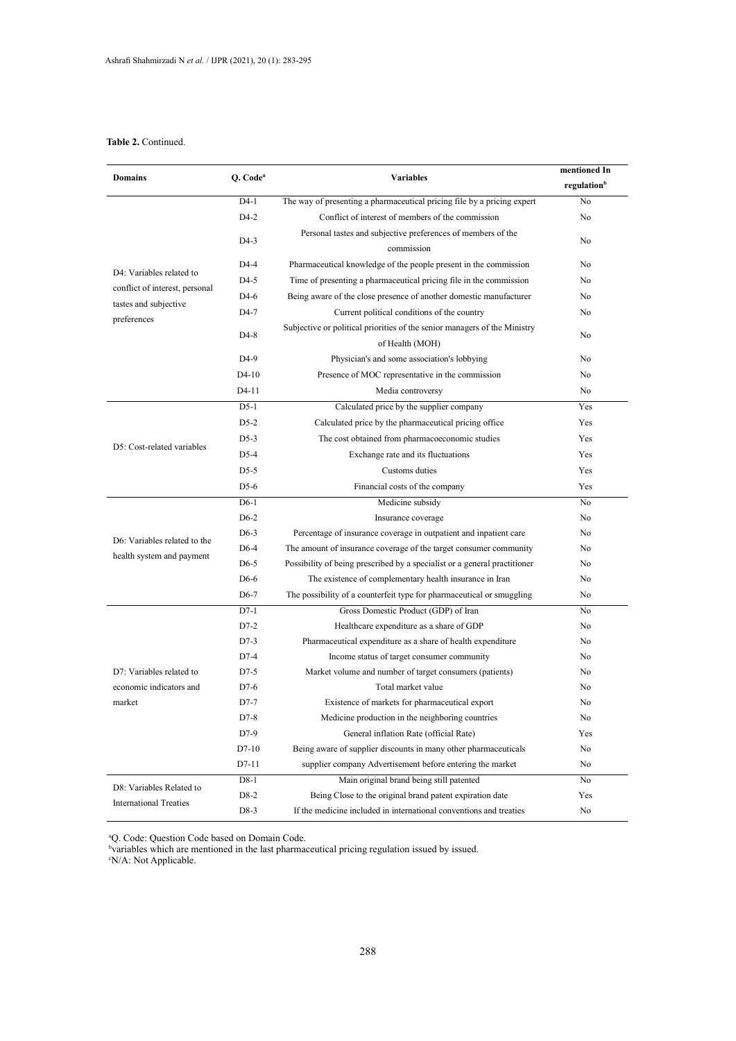**Table 2.** Continued.

| Domains | Q. Code[a] | Variables | mentioned In regulation[b] |
|---|---|---|---|
| D4: Variables related to conflict of interest, personal tastes and subjective preferences | D4-1 | The way of presenting a pharmaceutical pricing file by a pricing expert | No |
| | D4-2 | Conflict of interest of members of the commission | No |
| | D4-3 | Personal tastes and subjective preferences of members of the commission | No |
| | D4-4 | Pharmaceutical knowledge of the people present in the commission | No |
| | D4-5 | Time of presenting a pharmaceutical pricing file in the commission | No |
| | D4-6 | Being aware of the close presence of another domestic manufacturer | No |
| | D4-7 | Current political conditions of the country | No |
| | D4-8 | Subjective or political priorities of the senior managers of the Ministry of Health (MOH) | No |
| | D4-9 | Physician's and some association's lobbying | No |
| | D4-10 | Presence of MOC representative in the commission | No |
| | D4-11 | Media controversy | No |
| D5: Cost-related variables | D5-1 | Calculated price by the supplier company | Yes |
| | D5-2 | Calculated price by the pharmaceutical pricing office | Yes |
| | D5-3 | The cost obtained from pharmacoeconomic studies | Yes |
| | D5-4 | Exchange rate and its fluctuations | Yes |
| | D5-5 | Customs duties | Yes |
| | D5-6 | Financial costs of the company | Yes |
| D6: Variables related to the health system and payment | D6-1 | Medicine subsidy | No |
| | D6-2 | Insurance coverage | No |
| | D6-3 | Percentage of insurance coverage in outpatient and inpatient care | No |
| | D6-4 | The amount of insurance coverage of the target consumer community | No |
| | D6-5 | Possibility of being prescribed by a specialist or a general practitioner | No |
| | D6-6 | The existence of complementary health insurance in Iran | No |
| | D6-7 | The possibility of a counterfeit type for pharmaceutical or smuggling | No |
| D7: Variables related to economic indicators and market | D7-1 | Gross Domestic Product (GDP) of Iran | No |
| | D7-2 | Healthcare expenditure as a share of GDP | No |
| | D7-3 | Pharmaceutical expenditure as a share of health expenditure | No |
| | D7-4 | Income status of target consumer community | No |
| | D7-5 | Market volume and number of target consumers (patients) | No |
| | D7-6 | Total market value | No |
| | D7-7 | Existence of markets for pharmaceutical export | No |
| | D7-8 | Medicine production in the neighboring countries | No |
| | D7-9 | General inflation Rate (official Rate) | Yes |
| | D7-10 | Being aware of supplier discounts in many other pharmaceuticals | No |
| | D7-11 | supplier company Advertisement before entering the market | No |
| D8: Variables Related to International Treaties | D8-1 | Main original brand being still patented | No |
| | D8-2 | Being Close to the original brand patent expiration date | Yes |
| | D8-3 | If the medicine included in international conventions and treaties | No |

[a]Q. Code: Question Code based on Domain Code.
[b]variables which are mentioned in the last pharmaceutical pricing regulation issued by issued.
[c]N/A: Not Applicable.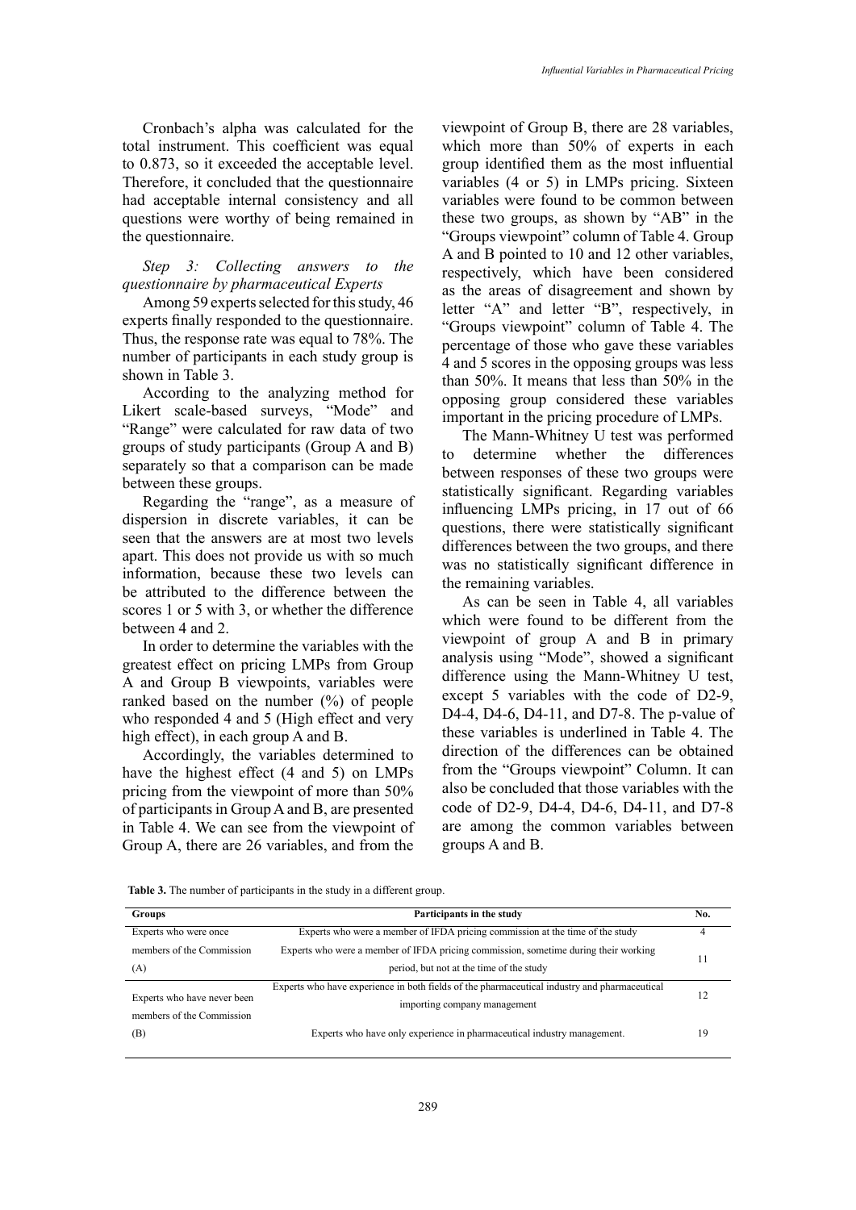Cronbach's alpha was calculated for the total instrument. This coefficient was equal to 0.873, so it exceeded the acceptable level. Therefore, it concluded that the questionnaire had acceptable internal consistency and all questions were worthy of being remained in the questionnaire.

*Step 3: Collecting answers to the questionnaire by pharmaceutical Experts*

Among 59 experts selected for this study, 46 experts finally responded to the questionnaire. Thus, the response rate was equal to 78%. The number of participants in each study group is shown in Table 3.

According to the analyzing method for Likert scale-based surveys, "Mode" and "Range" were calculated for raw data of two groups of study participants (Group A and B) separately so that a comparison can be made between these groups.

Regarding the "range", as a measure of dispersion in discrete variables, it can be seen that the answers are at most two levels apart. This does not provide us with so much information, because these two levels can be attributed to the difference between the scores 1 or 5 with 3, or whether the difference between 4 and 2.

In order to determine the variables with the greatest effect on pricing LMPs from Group A and Group B viewpoints, variables were ranked based on the number (%) of people who responded 4 and 5 (High effect and very high effect), in each group A and B.

Accordingly, the variables determined to have the highest effect (4 and 5) on LMPs pricing from the viewpoint of more than 50% of participants in Group A and B, are presented in Table 4. We can see from the viewpoint of Group A, there are 26 variables, and from the viewpoint of Group B, there are 28 variables, which more than 50% of experts in each group identified them as the most influential variables (4 or 5) in LMPs pricing. Sixteen variables were found to be common between these two groups, as shown by "AB" in the "Groups viewpoint" column of Table 4. Group A and B pointed to 10 and 12 other variables, respectively, which have been considered as the areas of disagreement and shown by letter "A" and letter "B", respectively, in "Groups viewpoint" column of Table 4. The percentage of those who gave these variables 4 and 5 scores in the opposing groups was less than 50%. It means that less than 50% in the opposing group considered these variables important in the pricing procedure of LMPs.

The Mann-Whitney U test was performed to determine whether the differences between responses of these two groups were statistically significant. Regarding variables influencing LMPs pricing, in 17 out of 66 questions, there were statistically significant differences between the two groups, and there was no statistically significant difference in the remaining variables.

As can be seen in Table 4, all variables which were found to be different from the viewpoint of group A and B in primary analysis using "Mode", showed a significant difference using the Mann-Whitney U test, except 5 variables with the code of D2-9, D4-4, D4-6, D4-11, and D7-8. The p-value of these variables is underlined in Table 4. The direction of the differences can be obtained from the "Groups viewpoint" Column. It can also be concluded that those variables with the code of D2-9, D4-4, D4-6, D4-11, and D7-8 are among the common variables between groups A and B.

**Table 3.** The number of participants in the study in a different group.

| Groups | Participants in the study | No. |
|---|---|---|
| Experts who were once members of the Commission (A) | Experts who were a member of IFDA pricing commission at the time of the study | 4 |
| | Experts who were a member of IFDA pricing commission, sometime during their working period, but not at the time of the study | 11 |
| Experts who have never been members of the Commission (B) | Experts who have experience in both fields of the pharmaceutical industry and pharmaceutical importing company management | 12 |
| | Experts who have only experience in pharmaceutical industry management. | 19 |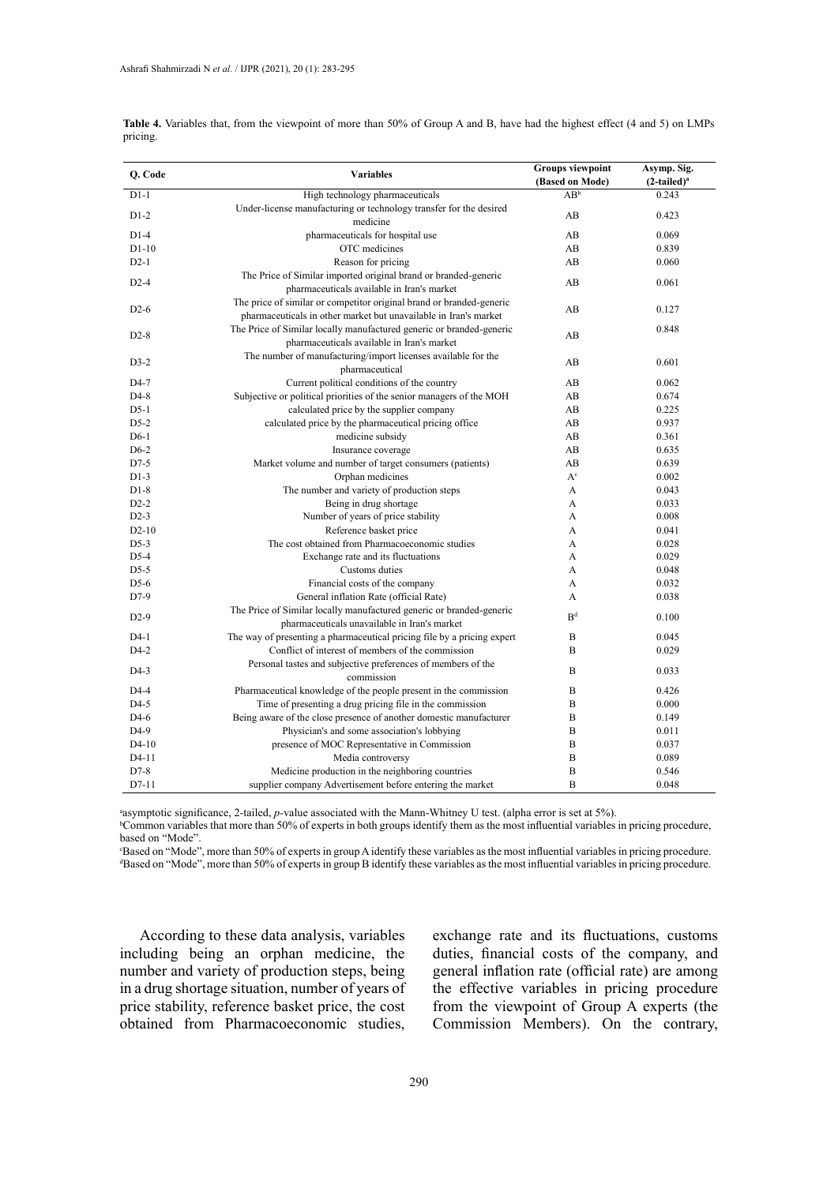**Table 4.** Variables that, from the viewpoint of more than 50% of Group A and B, have had the highest effect (4 and 5) on LMPs pricing.

| Q. Code | Variables | Groups viewpoint (Based on Mode) | Asymp. Sig. (2-tailed)[a] |
|---|---|---|---|
| D1-1 | High technology pharmaceuticals | AB[b] | 0.243 |
| D1-2 | Under-license manufacturing or technology transfer for the desired medicine | AB | 0.423 |
| D1-4 | pharmaceuticals for hospital use | AB | 0.069 |
| D1-10 | OTC medicines | AB | 0.839 |
| D2-1 | Reason for pricing | AB | 0.060 |
| D2-4 | The Price of Similar imported original brand or branded-generic pharmaceuticals available in Iran's market | AB | 0.061 |
| D2-6 | The price of similar or competitor original brand or branded-generic pharmaceuticals in other market but unavailable in Iran's market | AB | 0.127 |
| D2-8 | The Price of Similar locally manufactured generic or branded-generic pharmaceuticals available in Iran's market | AB | 0.848 |
| D3-2 | The number of manufacturing/import licenses available for the pharmaceutical | AB | 0.601 |
| D4-7 | Current political conditions of the country | AB | 0.062 |
| D4-8 | Subjective or political priorities of the senior managers of the MOH | AB | 0.674 |
| D5-1 | calculated price by the supplier company | AB | 0.225 |
| D5-2 | calculated price by the pharmaceutical pricing office | AB | 0.937 |
| D6-1 | medicine subsidy | AB | 0.361 |
| D6-2 | Insurance coverage | AB | 0.635 |
| D7-5 | Market volume and number of target consumers (patients) | AB | 0.639 |
| D1-3 | Orphan medicines | A[c] | 0.002 |
| D1-8 | The number and variety of production steps | A | 0.043 |
| D2-2 | Being in drug shortage | A | 0.033 |
| D2-3 | Number of years of price stability | A | 0.008 |
| D2-10 | Reference basket price | A | 0.041 |
| D5-3 | The cost obtained from Pharmacoeconomic studies | A | 0.028 |
| D5-4 | Exchange rate and its fluctuations | A | 0.029 |
| D5-5 | Customs duties | A | 0.048 |
| D5-6 | Financial costs of the company | A | 0.032 |
| D7-9 | General inflation Rate (official Rate) | A | 0.038 |
| D2-9 | The Price of Similar locally manufactured generic or branded-generic pharmaceuticals unavailable in Iran's market | B[d] | 0.100 |
| D4-1 | The way of presenting a pharmaceutical pricing file by a pricing expert | B | 0.045 |
| D4-2 | Conflict of interest of members of the commission | B | 0.029 |
| D4-3 | Personal tastes and subjective preferences of members of the commission | B | 0.033 |
| D4-4 | Pharmaceutical knowledge of the people present in the commission | B | 0.426 |
| D4-5 | Time of presenting a drug pricing file in the commission | B | 0.000 |
| D4-6 | Being aware of the close presence of another domestic manufacturer | B | 0.149 |
| D4-9 | Physician's and some association's lobbying | B | 0.011 |
| D4-10 | presence of MOC Representative in Commission | B | 0.037 |
| D4-11 | Media controversy | B | 0.089 |
| D7-8 | Medicine production in the neighboring countries | B | 0.546 |
| D7-11 | supplier company Advertisement before entering the market | B | 0.048 |

[a]asymptotic significance, 2-tailed, *p*-value associated with the Mann-Whitney U test. (alpha error is set at 5%).
[b]Common variables that more than 50% of experts in both groups identify them as the most influential variables in pricing procedure, based on "Mode".
[c]Based on "Mode", more than 50% of experts in group A identify these variables as the most influential variables in pricing procedure.
[d]Based on "Mode", more than 50% of experts in group B identify these variables as the most influential variables in pricing procedure.

According to these data analysis, variables including being an orphan medicine, the number and variety of production steps, being in a drug shortage situation, number of years of price stability, reference basket price, the cost obtained from Pharmacoeconomic studies, exchange rate and its fluctuations, customs duties, financial costs of the company, and general inflation rate (official rate) are among the effective variables in pricing procedure from the viewpoint of Group A experts (the Commission Members). On the contrary,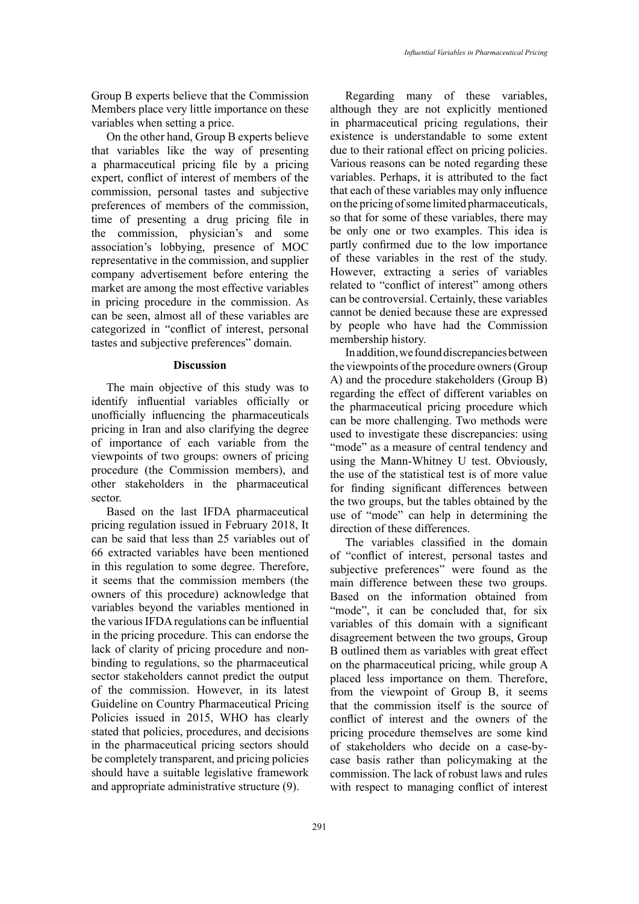Group B experts believe that the Commission Members place very little importance on these variables when setting a price.

On the other hand, Group B experts believe that variables like the way of presenting a pharmaceutical pricing file by a pricing expert, conflict of interest of members of the commission, personal tastes and subjective preferences of members of the commission, time of presenting a drug pricing file in the commission, physician's and some association's lobbying, presence of MOC representative in the commission, and supplier company advertisement before entering the market are among the most effective variables in pricing procedure in the commission. As can be seen, almost all of these variables are categorized in "conflict of interest, personal tastes and subjective preferences" domain.

## Discussion

The main objective of this study was to identify influential variables officially or unofficially influencing the pharmaceuticals pricing in Iran and also clarifying the degree of importance of each variable from the viewpoints of two groups: owners of pricing procedure (the Commission members), and other stakeholders in the pharmaceutical sector.

Based on the last IFDA pharmaceutical pricing regulation issued in February 2018, It can be said that less than 25 variables out of 66 extracted variables have been mentioned in this regulation to some degree. Therefore, it seems that the commission members (the owners of this procedure) acknowledge that variables beyond the variables mentioned in the various IFDA regulations can be influential in the pricing procedure. This can endorse the lack of clarity of pricing procedure and non-binding to regulations, so the pharmaceutical sector stakeholders cannot predict the output of the commission. However, in its latest Guideline on Country Pharmaceutical Pricing Policies issued in 2015, WHO has clearly stated that policies, procedures, and decisions in the pharmaceutical pricing sectors should be completely transparent, and pricing policies should have a suitable legislative framework and appropriate administrative structure (9).

Regarding many of these variables, although they are not explicitly mentioned in pharmaceutical pricing regulations, their existence is understandable to some extent due to their rational effect on pricing policies. Various reasons can be noted regarding these variables. Perhaps, it is attributed to the fact that each of these variables may only influence on the pricing of some limited pharmaceuticals, so that for some of these variables, there may be only one or two examples. This idea is partly confirmed due to the low importance of these variables in the rest of the study. However, extracting a series of variables related to "conflict of interest" among others can be controversial. Certainly, these variables cannot be denied because these are expressed by people who have had the Commission membership history.

In addition, we found discrepancies between the viewpoints of the procedure owners (Group A) and the procedure stakeholders (Group B) regarding the effect of different variables on the pharmaceutical pricing procedure which can be more challenging. Two methods were used to investigate these discrepancies: using "mode" as a measure of central tendency and using the Mann-Whitney U test. Obviously, the use of the statistical test is of more value for finding significant differences between the two groups, but the tables obtained by the use of "mode" can help in determining the direction of these differences.

The variables classified in the domain of "conflict of interest, personal tastes and subjective preferences" were found as the main difference between these two groups. Based on the information obtained from "mode", it can be concluded that, for six variables of this domain with a significant disagreement between the two groups, Group B outlined them as variables with great effect on the pharmaceutical pricing, while group A placed less importance on them. Therefore, from the viewpoint of Group B, it seems that the commission itself is the source of conflict of interest and the owners of the pricing procedure themselves are some kind of stakeholders who decide on a case-by-case basis rather than policymaking at the commission. The lack of robust laws and rules with respect to managing conflict of interest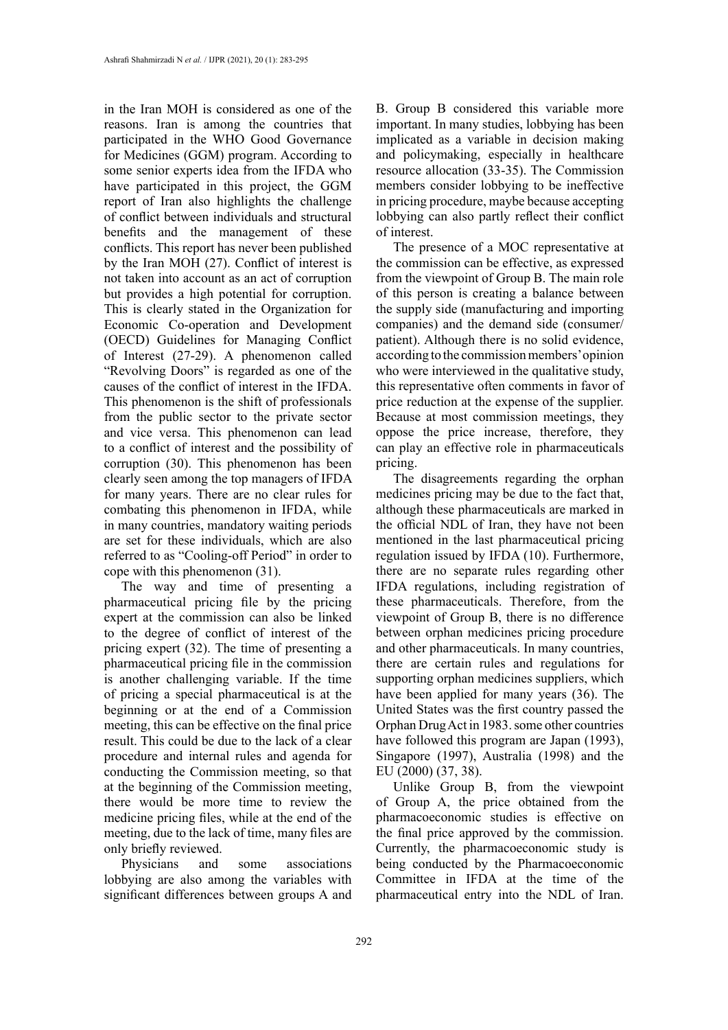in the Iran MOH is considered as one of the reasons. Iran is among the countries that participated in the WHO Good Governance for Medicines (GGM) program. According to some senior experts idea from the IFDA who have participated in this project, the GGM report of Iran also highlights the challenge of conflict between individuals and structural benefits and the management of these conflicts. This report has never been published by the Iran MOH (27). Conflict of interest is not taken into account as an act of corruption but provides a high potential for corruption. This is clearly stated in the Organization for Economic Co-operation and Development (OECD) Guidelines for Managing Conflict of Interest (27-29). A phenomenon called "Revolving Doors" is regarded as one of the causes of the conflict of interest in the IFDA. This phenomenon is the shift of professionals from the public sector to the private sector and vice versa. This phenomenon can lead to a conflict of interest and the possibility of corruption (30). This phenomenon has been clearly seen among the top managers of IFDA for many years. There are no clear rules for combating this phenomenon in IFDA, while in many countries, mandatory waiting periods are set for these individuals, which are also referred to as "Cooling-off Period" in order to cope with this phenomenon (31).

The way and time of presenting a pharmaceutical pricing file by the pricing expert at the commission can also be linked to the degree of conflict of interest of the pricing expert (32). The time of presenting a pharmaceutical pricing file in the commission is another challenging variable. If the time of pricing a special pharmaceutical is at the beginning or at the end of a Commission meeting, this can be effective on the final price result. This could be due to the lack of a clear procedure and internal rules and agenda for conducting the Commission meeting, so that at the beginning of the Commission meeting, there would be more time to review the medicine pricing files, while at the end of the meeting, due to the lack of time, many files are only briefly reviewed.

Physicians and some associations lobbying are also among the variables with significant differences between groups A and B. Group B considered this variable more important. In many studies, lobbying has been implicated as a variable in decision making and policymaking, especially in healthcare resource allocation (33-35). The Commission members consider lobbying to be ineffective in pricing procedure, maybe because accepting lobbying can also partly reflect their conflict of interest.

The presence of a MOC representative at the commission can be effective, as expressed from the viewpoint of Group B. The main role of this person is creating a balance between the supply side (manufacturing and importing companies) and the demand side (consumer/patient). Although there is no solid evidence, according to the commission members' opinion who were interviewed in the qualitative study, this representative often comments in favor of price reduction at the expense of the supplier. Because at most commission meetings, they oppose the price increase, therefore, they can play an effective role in pharmaceuticals pricing.

The disagreements regarding the orphan medicines pricing may be due to the fact that, although these pharmaceuticals are marked in the official NDL of Iran, they have not been mentioned in the last pharmaceutical pricing regulation issued by IFDA (10). Furthermore, there are no separate rules regarding other IFDA regulations, including registration of these pharmaceuticals. Therefore, from the viewpoint of Group B, there is no difference between orphan medicines pricing procedure and other pharmaceuticals. In many countries, there are certain rules and regulations for supporting orphan medicines suppliers, which have been applied for many years (36). The United States was the first country passed the Orphan Drug Act in 1983. some other countries have followed this program are Japan (1993), Singapore (1997), Australia (1998) and the EU (2000) (37, 38).

Unlike Group B, from the viewpoint of Group A, the price obtained from the pharmacoeconomic studies is effective on the final price approved by the commission. Currently, the pharmacoeconomic study is being conducted by the Pharmacoeconomic Committee in IFDA at the time of the pharmaceutical entry into the NDL of Iran.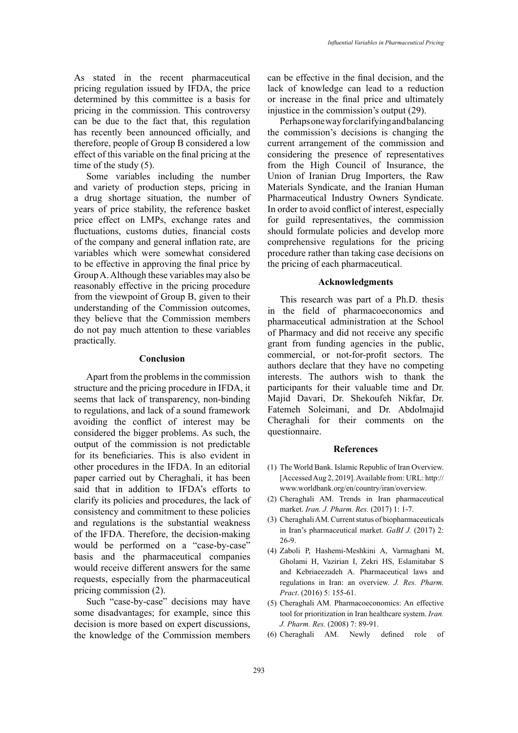As stated in the recent pharmaceutical pricing regulation issued by IFDA, the price determined by this committee is a basis for pricing in the commission. This controversy can be due to the fact that, this regulation has recently been announced officially, and therefore, people of Group B considered a low effect of this variable on the final pricing at the time of the study (5).

Some variables including the number and variety of production steps, pricing in a drug shortage situation, the number of years of price stability, the reference basket price effect on LMPs, exchange rates and fluctuations, customs duties, financial costs of the company and general inflation rate, are variables which were somewhat considered to be effective in approving the final price by Group A. Although these variables may also be reasonably effective in the pricing procedure from the viewpoint of Group B, given to their understanding of the Commission outcomes, they believe that the Commission members do not pay much attention to these variables practically.

## Conclusion

Apart from the problems in the commission structure and the pricing procedure in IFDA, it seems that lack of transparency, non-binding to regulations, and lack of a sound framework avoiding the conflict of interest may be considered the bigger problems. As such, the output of the commission is not predictable for its beneficiaries. This is also evident in other procedures in the IFDA. In an editorial paper carried out by Cheraghali, it has been said that in addition to IFDA's efforts to clarify its policies and procedures, the lack of consistency and commitment to these policies and regulations is the substantial weakness of the IFDA. Therefore, the decision-making would be performed on a "case-by-case" basis and the pharmaceutical companies would receive different answers for the same requests, especially from the pharmaceutical pricing commission (2).

Such "case-by-case" decisions may have some disadvantages; for example, since this decision is more based on expert discussions, the knowledge of the Commission members can be effective in the final decision, and the lack of knowledge can lead to a reduction or increase in the final price and ultimately injustice in the commission's output (29).

Perhaps one way for clarifying and balancing the commission's decisions is changing the current arrangement of the commission and considering the presence of representatives from the High Council of Insurance, the Union of Iranian Drug Importers, the Raw Materials Syndicate, and the Iranian Human Pharmaceutical Industry Owners Syndicate. In order to avoid conflict of interest, especially for guild representatives, the commission should formulate policies and develop more comprehensive regulations for the pricing procedure rather than taking case decisions on the pricing of each pharmaceutical.

## Acknowledgments

This research was part of a Ph.D. thesis in the field of pharmacoeconomics and pharmaceutical administration at the School of Pharmacy and did not receive any specific grant from funding agencies in the public, commercial, or not-for-profit sectors. The authors declare that they have no competing interests. The authors wish to thank the participants for their valuable time and Dr. Majid Davari, Dr. Shekoufeh Nikfar, Dr. Fatemeh Soleimani, and Dr. Abdolmajid Cheraghali for their comments on the questionnaire.

## References

(1) The World Bank. Islamic Republic of Iran Overview. [Accessed Aug 2, 2019]. Available from: URL: http://www.worldbank.org/en/country/iran/overview.

(2) Cheraghali AM. Trends in Iran pharmaceutical market. *Iran. J. Pharm. Res.* (2017) 1: 1-7.

(3) Cheraghali AM. Current status of biopharmaceuticals in Iran's pharmaceutical market. *GaBI J.* (2017) 2: 26-9.

(4) Zaboli P, Hashemi-Meshkini A, Varmaghani M, Gholami H, Vazirian I, Zekri HS, Eslamitabar S and Kebriaeezadeh A. Pharmaceutical laws and regulations in Iran: an overview. *J. Res. Pharm. Pract*. (2016) 5: 155-61.

(5) Cheraghali AM. Pharmacoeconomics: An effective tool for prioritization in Iran healthcare system. *Iran. J. Pharm. Res.* (2008) 7: 89-91.

(6) Cheraghali AM. Newly defined role of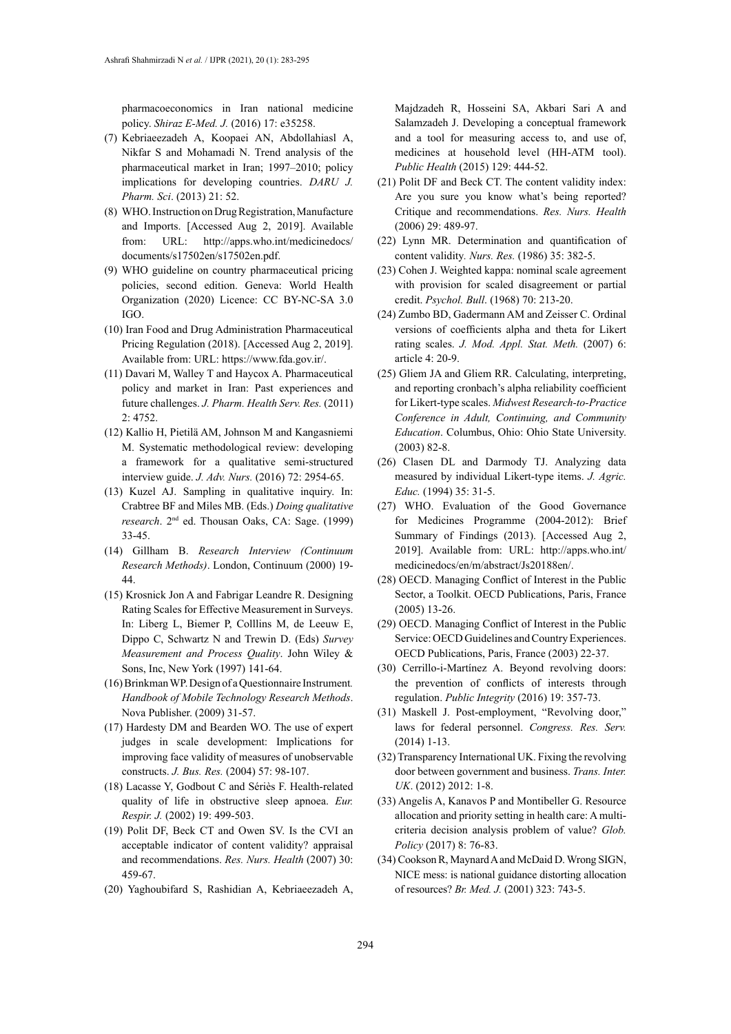pharmacoeconomics in Iran national medicine policy. *Shiraz E-Med. J.* (2016) 17: e35258.

(7) Kebriaeezadeh A, Koopaei AN, Abdollahiasl A, Nikfar S and Mohamadi N. Trend analysis of the pharmaceutical market in Iran; 1997–2010; policy implications for developing countries. *DARU J. Pharm. Sci*. (2013) 21: 52.

(8) WHO. Instruction on Drug Registration, Manufacture and Imports. [Accessed Aug 2, 2019]. Available from: URL: http://apps.who.int/medicinedocs/documents/s17502en/s17502en.pdf.

(9) WHO guideline on country pharmaceutical pricing policies, second edition. Geneva: World Health Organization (2020) Licence: CC BY-NC-SA 3.0 IGO.

(10) Iran Food and Drug Administration Pharmaceutical Pricing Regulation (2018). [Accessed Aug 2, 2019]. Available from: URL: https://www.fda.gov.ir/.

(11) Davari M, Walley T and Haycox A. Pharmaceutical policy and market in Iran: Past experiences and future challenges. *J. Pharm. Health Serv. Res.* (2011) 2: 4752.

(12) Kallio H, Pietilä AM, Johnson M and Kangasniemi M. Systematic methodological review: developing a framework for a qualitative semi-structured interview guide. *J. Adv. Nurs.* (2016) 72: 2954-65.

(13) Kuzel AJ. Sampling in qualitative inquiry. In: Crabtree BF and Miles MB. (Eds.) *Doing qualitative research*. 2nd ed. Thousan Oaks, CA: Sage. (1999) 33-45.

(14) Gillham B. *Research Interview (Continuum Research Methods)*. London, Continuum (2000) 19-44.

(15) Krosnick Jon A and Fabrigar Leandre R. Designing Rating Scales for Effective Measurement in Surveys. In: Liberg L, Biemer P, Colllins M, de Leeuw E, Dippo C, Schwartz N and Trewin D. (Eds) *Survey Measurement and Process Quality*. John Wiley & Sons, Inc, New York (1997) 141-64.

(16) Brinkman WP. Design of a Questionnaire Instrument. *Handbook of Mobile Technology Research Methods*. Nova Publisher. (2009) 31-57.

(17) Hardesty DM and Bearden WO. The use of expert judges in scale development: Implications for improving face validity of measures of unobservable constructs. *J. Bus. Res.* (2004) 57: 98-107.

(18) Lacasse Y, Godbout C and Sériès F. Health-related quality of life in obstructive sleep apnoea. *Eur. Respir. J.* (2002) 19: 499-503.

(19) Polit DF, Beck CT and Owen SV. Is the CVI an acceptable indicator of content validity? appraisal and recommendations. *Res. Nurs. Health* (2007) 30: 459-67.

(20) Yaghoubifard S, Rashidian A, Kebriaeezadeh A, Majdzadeh R, Hosseini SA, Akbari Sari A and Salamzadeh J. Developing a conceptual framework and a tool for measuring access to, and use of, medicines at household level (HH-ATM tool). *Public Health* (2015) 129: 444-52.

(21) Polit DF and Beck CT. The content validity index: Are you sure you know what's being reported? Critique and recommendations. *Res. Nurs. Health* (2006) 29: 489-97.

(22) Lynn MR. Determination and quantification of content validity. *Nurs. Res.* (1986) 35: 382-5.

(23) Cohen J. Weighted kappa: nominal scale agreement with provision for scaled disagreement or partial credit. *Psychol. Bull*. (1968) 70: 213-20.

(24) Zumbo BD, Gadermann AM and Zeisser C. Ordinal versions of coefficients alpha and theta for Likert rating scales. *J. Mod. Appl. Stat. Meth.* (2007) 6: article 4: 20-9.

(25) Gliem JA and Gliem RR. Calculating, interpreting, and reporting cronbach's alpha reliability coefficient for Likert-type scales. *Midwest Research-to-Practice Conference in Adult, Continuing, and Community Education*. Columbus, Ohio: Ohio State University. (2003) 82-8.

(26) Clasen DL and Darmody TJ. Analyzing data measured by individual Likert-type items. *J. Agric. Educ.* (1994) 35: 31-5.

(27) WHO. Evaluation of the Good Governance for Medicines Programme (2004-2012): Brief Summary of Findings (2013). [Accessed Aug 2, 2019]. Available from: URL: http://apps.who.int/medicinedocs/en/m/abstract/Js20188en/.

(28) OECD. Managing Conflict of Interest in the Public Sector, a Toolkit. OECD Publications, Paris, France (2005) 13-26.

(29) OECD. Managing Conflict of Interest in the Public Service: OECD Guidelines and Country Experiences. OECD Publications, Paris, France (2003) 22-37.

(30) Cerrillo-i-Martínez A. Beyond revolving doors: the prevention of conflicts of interests through regulation. *Public Integrity* (2016) 19: 357-73.

(31) Maskell J. Post-employment, "Revolving door," laws for federal personnel. *Congress. Res. Serv.* (2014) 1-13.

(32) Transparency International UK. Fixing the revolving door between government and business. *Trans. Inter. UK*. (2012) 2012: 1-8.

(33) Angelis A, Kanavos P and Montibeller G. Resource allocation and priority setting in health care: A multi-criteria decision analysis problem of value? *Glob. Policy* (2017) 8: 76-83.

(34) Cookson R, Maynard A and McDaid D. Wrong SIGN, NICE mess: is national guidance distorting allocation of resources? *Br. Med. J.* (2001) 323: 743-5.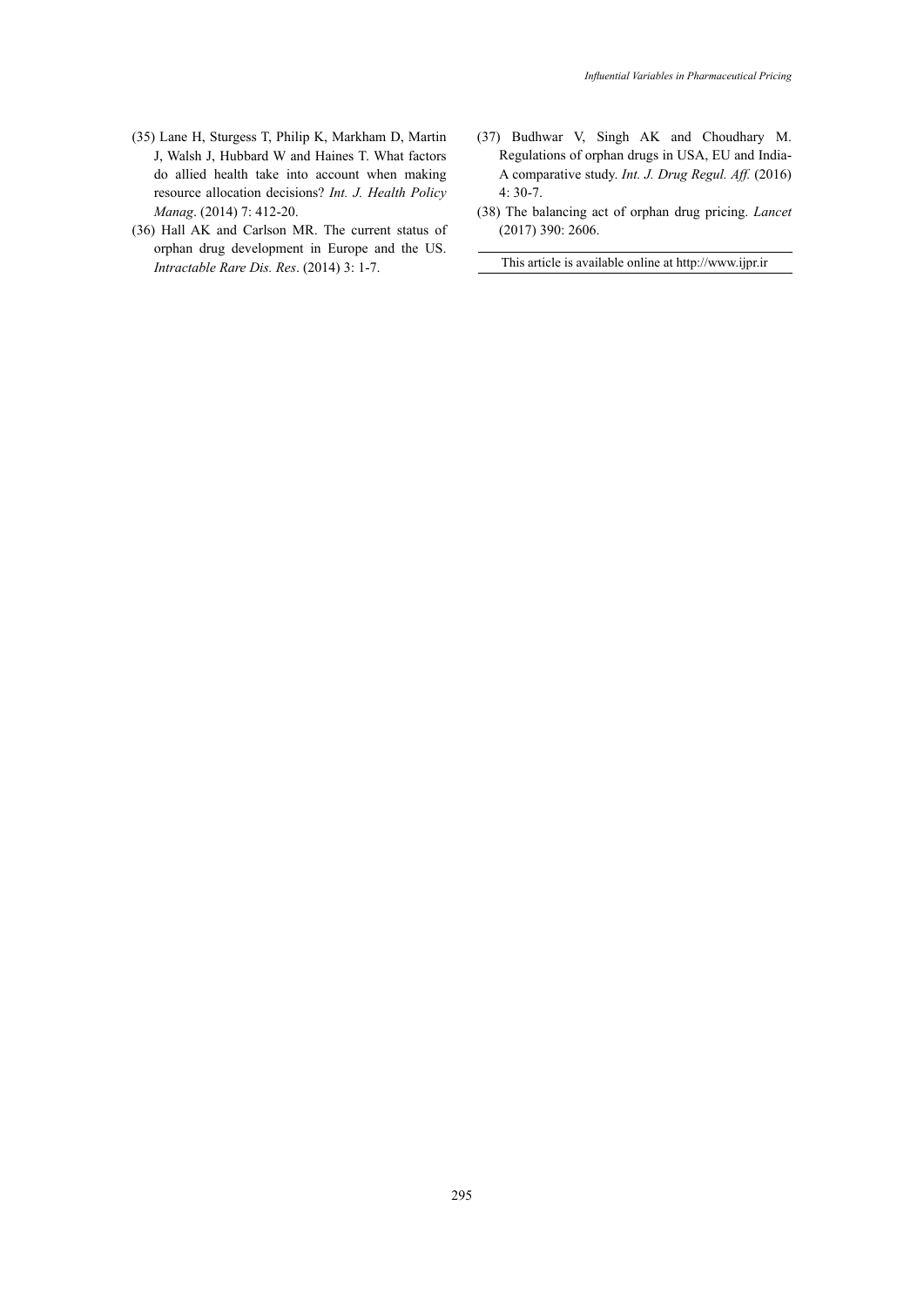(35) Lane H, Sturgess T, Philip K, Markham D, Martin J, Walsh J, Hubbard W and Haines T. What factors do allied health take into account when making resource allocation decisions? *Int. J. Health Policy Manag*. (2014) 7: 412-20.

(36) Hall AK and Carlson MR. The current status of orphan drug development in Europe and the US. *Intractable Rare Dis. Res*. (2014) 3: 1-7.

(37) Budhwar V, Singh AK and Choudhary M. Regulations of orphan drugs in USA, EU and India-A comparative study. *Int. J. Drug Regul. Aff.* (2016) 4: 30-7.

(38) The balancing act of orphan drug pricing. *Lancet* (2017) 390: 2606.

This article is available online at http://www.ijpr.ir